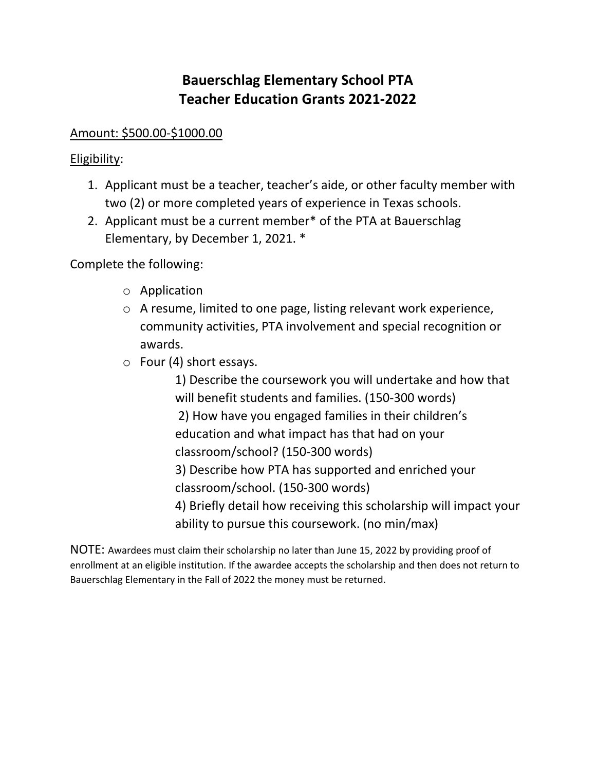# Bauerschlag Elementary School PTA
# Teacher Education Grants 2021-2022

<u>Amount: $500.00-$1000.00</u>

<u>Eligibility</u>:

1. Applicant must be a teacher, teacher's aide, or other faculty member with two (2) or more completed years of experience in Texas schools.
2. Applicant must be a current member* of the PTA at Bauerschlag Elementary, by December 1, 2021. *

Complete the following:

- Application
- A resume, limited to one page, listing relevant work experience, community activities, PTA involvement and special recognition or awards.
- Four (4) short essays.

    1) Describe the coursework you will undertake and how that will benefit students and families. (150-300 words)

    2) How have you engaged families in their children's education and what impact has that had on your classroom/school? (150-300 words)

    3) Describe how PTA has supported and enriched your classroom/school. (150-300 words)

    4) Briefly detail how receiving this scholarship will impact your ability to pursue this coursework. (no min/max)

NOTE: Awardees must claim their scholarship no later than June 15, 2022 by providing proof of enrollment at an eligible institution. If the awardee accepts the scholarship and then does not return to Bauerschlag Elementary in the Fall of 2022 the money must be returned.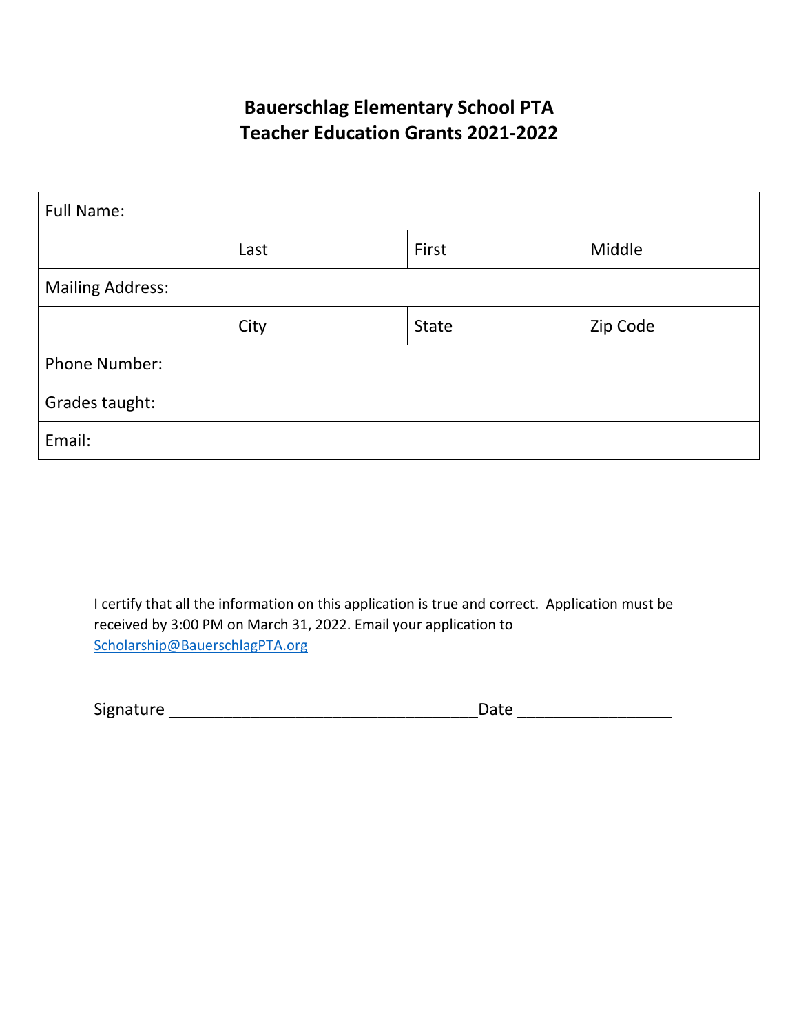# Bauerschlag Elementary School PTA
# Teacher Education Grants 2021-2022

| | | | |
|---|---|---|---|
| Full Name: | | | |
| | Last | First | Middle |
| Mailing Address: | | | |
| | City | State | Zip Code |
| Phone Number: | | | |
| Grades taught: | | | |
| Email: | | | |

I certify that all the information on this application is true and correct. Application must be received by 3:00 PM on March 31, 2022. Email your application to Scholarship@BauerschlagPTA.org

Signature ___________________________________Date _________________